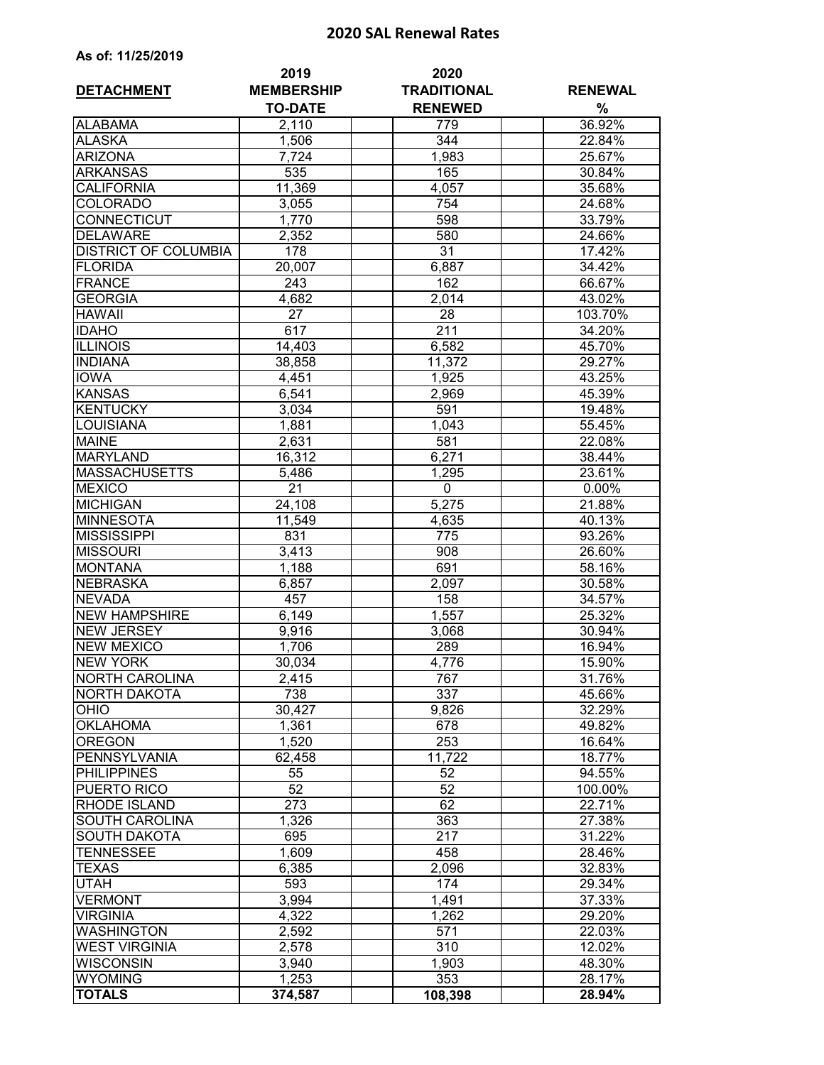## 2020 SAL Renewal Rates

**As of: 11/25/2019**

| DETACHMENT | 2019 MEMBERSHIP TO-DATE | 2020 TRADITIONAL RENEWED | RENEWAL % |
|---|---|---|---|
| ALABAMA | 2,110 | 779 | 36.92% |
| ALASKA | 1,506 | 344 | 22.84% |
| ARIZONA | 7,724 | 1,983 | 25.67% |
| ARKANSAS | 535 | 165 | 30.84% |
| CALIFORNIA | 11,369 | 4,057 | 35.68% |
| COLORADO | 3,055 | 754 | 24.68% |
| CONNECTICUT | 1,770 | 598 | 33.79% |
| DELAWARE | 2,352 | 580 | 24.66% |
| DISTRICT OF COLUMBIA | 178 | 31 | 17.42% |
| FLORIDA | 20,007 | 6,887 | 34.42% |
| FRANCE | 243 | 162 | 66.67% |
| GEORGIA | 4,682 | 2,014 | 43.02% |
| HAWAII | 27 | 28 | 103.70% |
| IDAHO | 617 | 211 | 34.20% |
| ILLINOIS | 14,403 | 6,582 | 45.70% |
| INDIANA | 38,858 | 11,372 | 29.27% |
| IOWA | 4,451 | 1,925 | 43.25% |
| KANSAS | 6,541 | 2,969 | 45.39% |
| KENTUCKY | 3,034 | 591 | 19.48% |
| LOUISIANA | 1,881 | 1,043 | 55.45% |
| MAINE | 2,631 | 581 | 22.08% |
| MARYLAND | 16,312 | 6,271 | 38.44% |
| MASSACHUSETTS | 5,486 | 1,295 | 23.61% |
| MEXICO | 21 | 0 | 0.00% |
| MICHIGAN | 24,108 | 5,275 | 21.88% |
| MINNESOTA | 11,549 | 4,635 | 40.13% |
| MISSISSIPPI | 831 | 775 | 93.26% |
| MISSOURI | 3,413 | 908 | 26.60% |
| MONTANA | 1,188 | 691 | 58.16% |
| NEBRASKA | 6,857 | 2,097 | 30.58% |
| NEVADA | 457 | 158 | 34.57% |
| NEW HAMPSHIRE | 6,149 | 1,557 | 25.32% |
| NEW JERSEY | 9,916 | 3,068 | 30.94% |
| NEW MEXICO | 1,706 | 289 | 16.94% |
| NEW YORK | 30,034 | 4,776 | 15.90% |
| NORTH CAROLINA | 2,415 | 767 | 31.76% |
| NORTH DAKOTA | 738 | 337 | 45.66% |
| OHIO | 30,427 | 9,826 | 32.29% |
| OKLAHOMA | 1,361 | 678 | 49.82% |
| OREGON | 1,520 | 253 | 16.64% |
| PENNSYLVANIA | 62,458 | 11,722 | 18.77% |
| PHILIPPINES | 55 | 52 | 94.55% |
| PUERTO RICO | 52 | 52 | 100.00% |
| RHODE ISLAND | 273 | 62 | 22.71% |
| SOUTH CAROLINA | 1,326 | 363 | 27.38% |
| SOUTH DAKOTA | 695 | 217 | 31.22% |
| TENNESSEE | 1,609 | 458 | 28.46% |
| TEXAS | 6,385 | 2,096 | 32.83% |
| UTAH | 593 | 174 | 29.34% |
| VERMONT | 3,994 | 1,491 | 37.33% |
| VIRGINIA | 4,322 | 1,262 | 29.20% |
| WASHINGTON | 2,592 | 571 | 22.03% |
| WEST VIRGINIA | 2,578 | 310 | 12.02% |
| WISCONSIN | 3,940 | 1,903 | 48.30% |
| WYOMING | 1,253 | 353 | 28.17% |
| **TOTALS** | **374,587** | **108,398** | **28.94%** |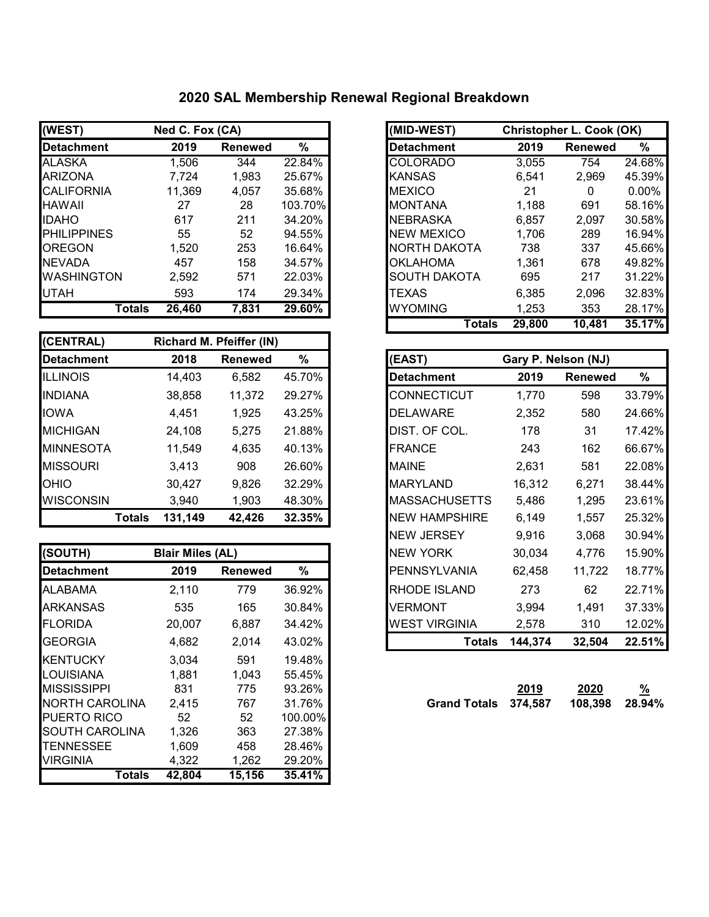# 2020 SAL Membership Renewal Regional Breakdown

| (WEST) | Ned C. Fox (CA) | | |
|---|---|---|---|
| Detachment | 2019 | Renewed | % |
| ALASKA | 1,506 | 344 | 22.84% |
| ARIZONA | 7,724 | 1,983 | 25.67% |
| CALIFORNIA | 11,369 | 4,057 | 35.68% |
| HAWAII | 27 | 28 | 103.70% |
| IDAHO | 617 | 211 | 34.20% |
| PHILIPPINES | 55 | 52 | 94.55% |
| OREGON | 1,520 | 253 | 16.64% |
| NEVADA | 457 | 158 | 34.57% |
| WASHINGTON | 2,592 | 571 | 22.03% |
| UTAH | 593 | 174 | 29.34% |
| Totals | 26,460 | 7,831 | 29.60% |

| (MID-WEST) | Christopher L. Cook (OK) | | |
|---|---|---|---|
| Detachment | 2019 | Renewed | % |
| COLORADO | 3,055 | 754 | 24.68% |
| KANSAS | 6,541 | 2,969 | 45.39% |
| MEXICO | 21 | 0 | 0.00% |
| MONTANA | 1,188 | 691 | 58.16% |
| NEBRASKA | 6,857 | 2,097 | 30.58% |
| NEW MEXICO | 1,706 | 289 | 16.94% |
| NORTH DAKOTA | 738 | 337 | 45.66% |
| OKLAHOMA | 1,361 | 678 | 49.82% |
| SOUTH DAKOTA | 695 | 217 | 31.22% |
| TEXAS | 6,385 | 2,096 | 32.83% |
| WYOMING | 1,253 | 353 | 28.17% |
| Totals | 29,800 | 10,481 | 35.17% |

| (CENTRAL) | Richard M. Pfeiffer (IN) | | |
|---|---|---|---|
| Detachment | 2018 | Renewed | % |
| ILLINOIS | 14,403 | 6,582 | 45.70% |
| INDIANA | 38,858 | 11,372 | 29.27% |
| IOWA | 4,451 | 1,925 | 43.25% |
| MICHIGAN | 24,108 | 5,275 | 21.88% |
| MINNESOTA | 11,549 | 4,635 | 40.13% |
| MISSOURI | 3,413 | 908 | 26.60% |
| OHIO | 30,427 | 9,826 | 32.29% |
| WISCONSIN | 3,940 | 1,903 | 48.30% |
| Totals | 131,149 | 42,426 | 32.35% |

| (EAST) | Gary P. Nelson (NJ) | | |
|---|---|---|---|
| Detachment | 2019 | Renewed | % |
| CONNECTICUT | 1,770 | 598 | 33.79% |
| DELAWARE | 2,352 | 580 | 24.66% |
| DIST. OF COL. | 178 | 31 | 17.42% |
| FRANCE | 243 | 162 | 66.67% |
| MAINE | 2,631 | 581 | 22.08% |
| MARYLAND | 16,312 | 6,271 | 38.44% |
| MASSACHUSETTS | 5,486 | 1,295 | 23.61% |
| NEW HAMPSHIRE | 6,149 | 1,557 | 25.32% |
| NEW JERSEY | 9,916 | 3,068 | 30.94% |
| NEW YORK | 30,034 | 4,776 | 15.90% |
| PENNSYLVANIA | 62,458 | 11,722 | 18.77% |
| RHODE ISLAND | 273 | 62 | 22.71% |
| VERMONT | 3,994 | 1,491 | 37.33% |
| WEST VIRGINIA | 2,578 | 310 | 12.02% |
| Totals | 144,374 | 32,504 | 22.51% |

| (SOUTH) | Blair Miles (AL) | | |
|---|---|---|---|
| Detachment | 2019 | Renewed | % |
| ALABAMA | 2,110 | 779 | 36.92% |
| ARKANSAS | 535 | 165 | 30.84% |
| FLORIDA | 20,007 | 6,887 | 34.42% |
| GEORGIA | 4,682 | 2,014 | 43.02% |
| KENTUCKY | 3,034 | 591 | 19.48% |
| LOUISIANA | 1,881 | 1,043 | 55.45% |
| MISSISSIPPI | 831 | 775 | 93.26% |
| NORTH CAROLINA | 2,415 | 767 | 31.76% |
| PUERTO RICO | 52 | 52 | 100.00% |
| SOUTH CAROLINA | 1,326 | 363 | 27.38% |
| TENNESSEE | 1,609 | 458 | 28.46% |
| VIRGINIA | 4,322 | 1,262 | 29.20% |
| Totals | 42,804 | 15,156 | 35.41% |

| | 2019 | 2020 | % |
|---|---|---|---|
| Grand Totals | 374,587 | 108,398 | 28.94% |